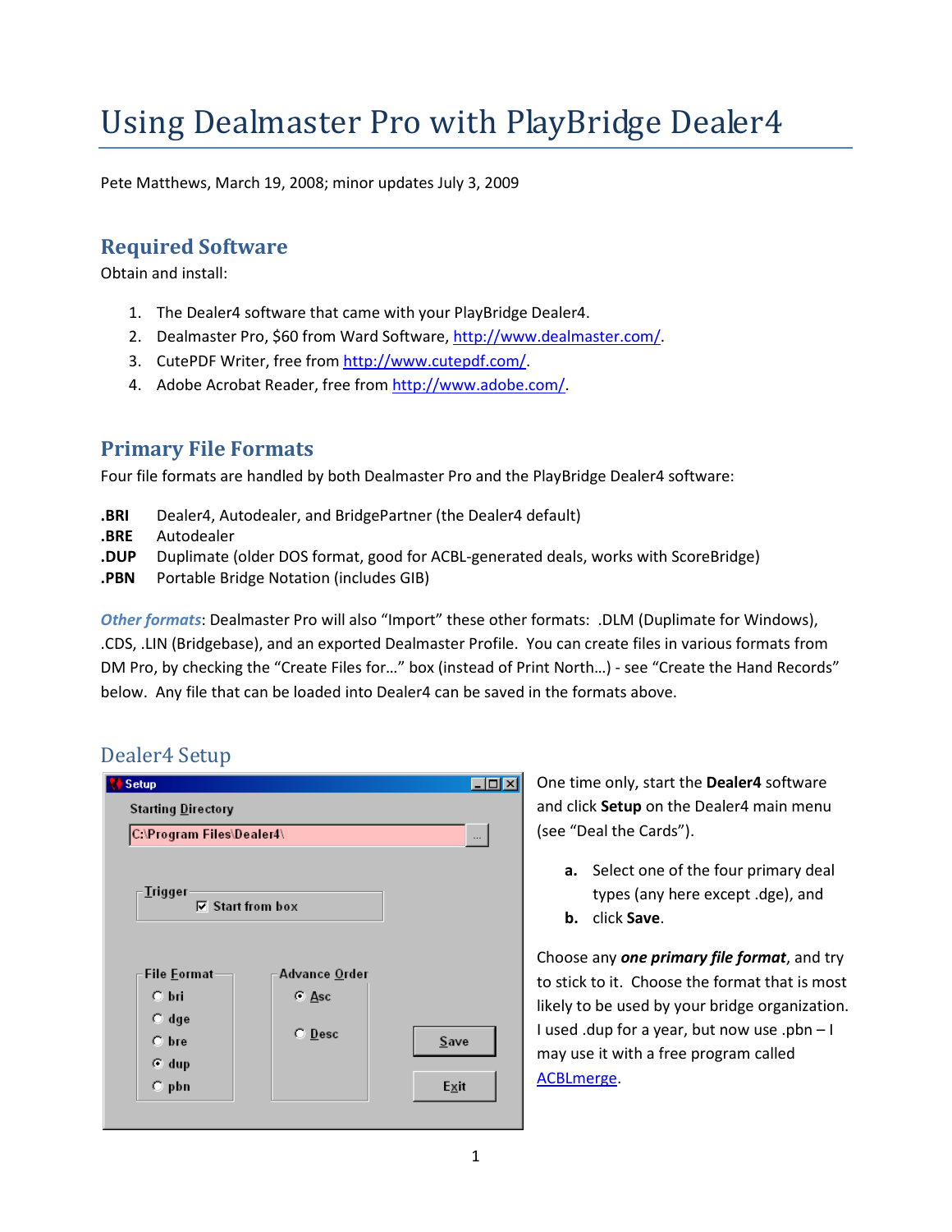# Using Dealmaster Pro with PlayBridge Dealer4

Pete Matthews, March 19, 2008; minor updates July 3, 2009

## Required Software

Obtain and install:

1. The Dealer4 software that came with your PlayBridge Dealer4.
2. Dealmaster Pro, $60 from Ward Software, http://www.dealmaster.com/.
3. CutePDF Writer, free from http://www.cutepdf.com/.
4. Adobe Acrobat Reader, free from http://www.adobe.com/.

## Primary File Formats

Four file formats are handled by both Dealmaster Pro and the PlayBridge Dealer4 software:

**.BRI** Dealer4, Autodealer, and BridgePartner (the Dealer4 default)
**.BRE** Autodealer
**.DUP** Duplimate (older DOS format, good for ACBL-generated deals, works with ScoreBridge)
**.PBN** Portable Bridge Notation (includes GIB)

***Other formats***: Dealmaster Pro will also "Import" these other formats: .DLM (Duplimate for Windows), .CDS, .LIN (Bridgebase), and an exported Dealmaster Profile. You can create files in various formats from DM Pro, by checking the "Create Files for…" box (instead of Print North…) - see "Create the Hand Records" below. Any file that can be loaded into Dealer4 can be saved in the formats above.

## Dealer4 Setup

One time only, start the **Dealer4** software and click **Setup** on the Dealer4 main menu (see "Deal the Cards").

a. Select one of the four primary deal types (any here except .dge), and
b. click **Save**.

Choose any ***one primary file format***, and try to stick to it. Choose the format that is most likely to be used by your bridge organization. I used .dup for a year, but now use .pbn – I may use it with a free program called ACBLmerge.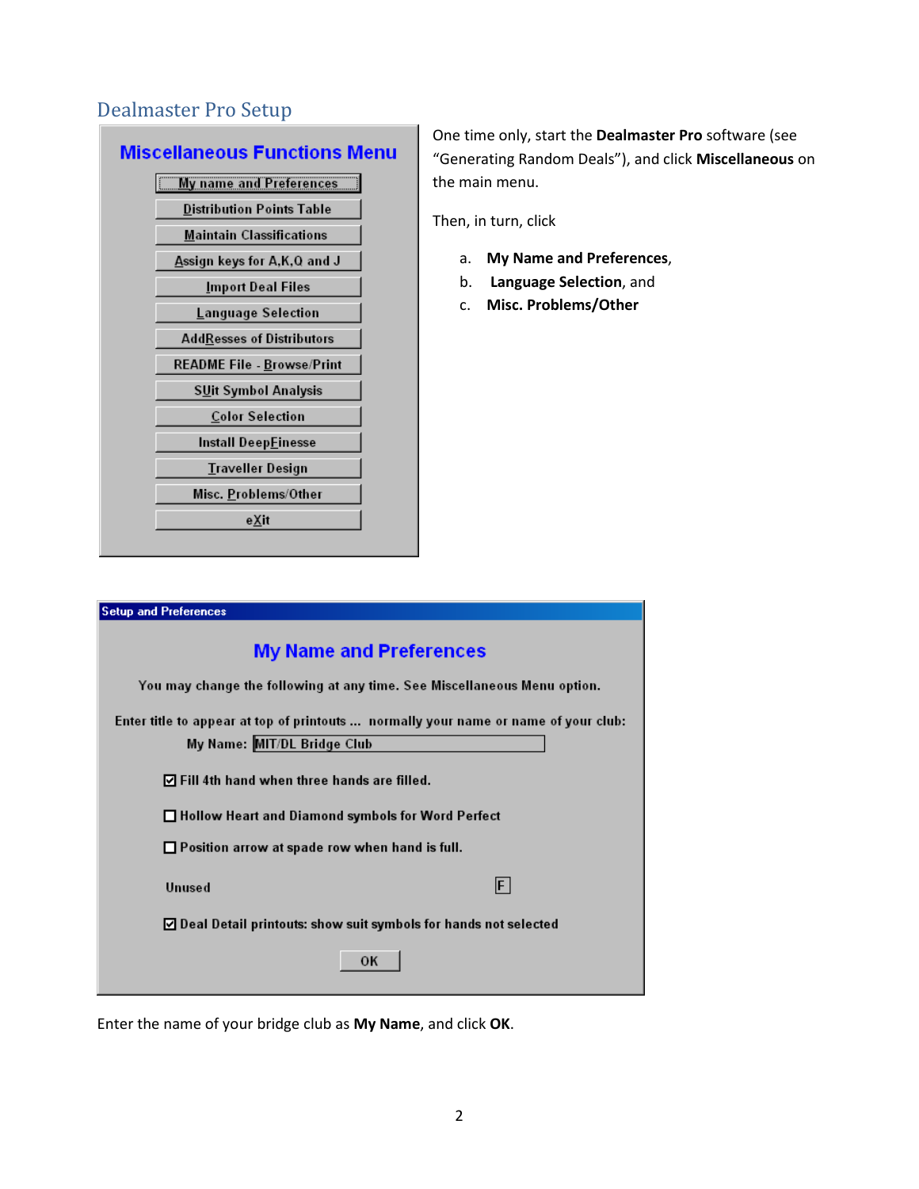## Dealmaster Pro Setup

**Miscellaneous Functions Menu**

- My name and Preferences
- Distribution Points Table
- Maintain Classifications
- Assign keys for A,K,Q and J
- Import Deal Files
- Language Selection
- AddResses of Distributors
- README File - Browse/Print
- SUit Symbol Analysis
- Color Selection
- Install DeepFinesse
- Traveller Design
- Misc. Problems/Other
- eXit

One time only, start the **Dealmaster Pro** software (see "Generating Random Deals"), and click **Miscellaneous** on the main menu.

Then, in turn, click

a. **My Name and Preferences**,
b. **Language Selection**, and
c. **Misc. Problems/Other**

**Setup and Preferences**

**My Name and Preferences**

You may change the following at any time. See Miscellaneous Menu option.

Enter title to appear at top of printouts ... normally your name or name of your club:

My Name: MIT/DL Bridge Club

- [x] Fill 4th hand when three hands are filled.
- [ ] Hollow Heart and Diamond symbols for Word Perfect
- [ ] Position arrow at spade row when hand is full.

Unused F

- [x] Deal Detail printouts: show suit symbols for hands not selected

OK

Enter the name of your bridge club as **My Name**, and click **OK**.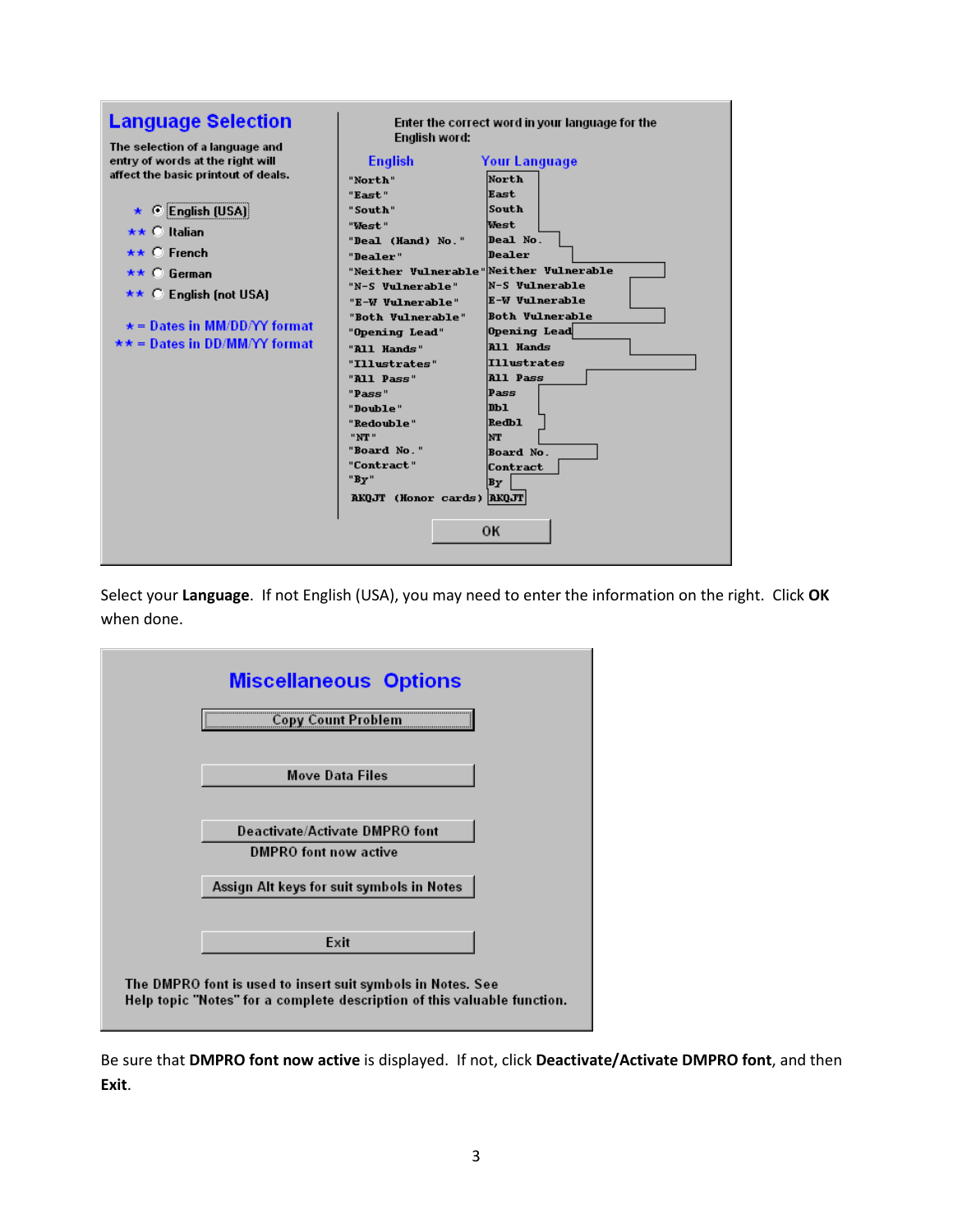## Language Selection

The selection of a language and entry of words at the right will affect the basic printout of deals.

- ★ ◉ English (USA)
- ★★ ○ Italian
- ★★ ○ French
- ★★ ○ German
- ★★ ○ English (not USA)

★ = Dates in MM/DD/YY format
★★ = Dates in DD/MM/YY format

Enter the correct word in your language for the English word:

| English | Your Language |
|---|---|
| "North" | North |
| "East" | East |
| "South" | South |
| "West" | West |
| "Deal (Hand) No." | Deal No. |
| "Dealer" | Dealer |
| "Neither Vulnerable" | Neither Vulnerable |
| "N-S Vulnerable" | N-S Vulnerable |
| "E-W Vulnerable" | E-W Vulnerable |
| "Both Vulnerable" | Both Vulnerable |
| "Opening Lead" | Opening Lead |
| "All Hands" | All Hands |
| "Illustrates" | Illustrates |
| "All Pass" | All Pass |
| "Pass" | Pass |
| "Double" | Dbl |
| "Redouble" | Redbl |
| "NT" | NT |
| "Board No." | Board No. |
| "Contract" | Contract |
| "By" | By |
| AKQJT (Honor cards) | AKQJT |

OK

Select your **Language**. If not English (USA), you may need to enter the information on the right. Click **OK** when done.

## Miscellaneous Options

Copy Count Problem

Move Data Files

Deactivate/Activate DMPRO font

DMPRO font now active

Assign Alt keys for suit symbols in Notes

Exit

The DMPRO font is used to insert suit symbols in Notes. See Help topic "Notes" for a complete description of this valuable function.

Be sure that **DMPRO font now active** is displayed. If not, click **Deactivate/Activate DMPRO font**, and then **Exit**.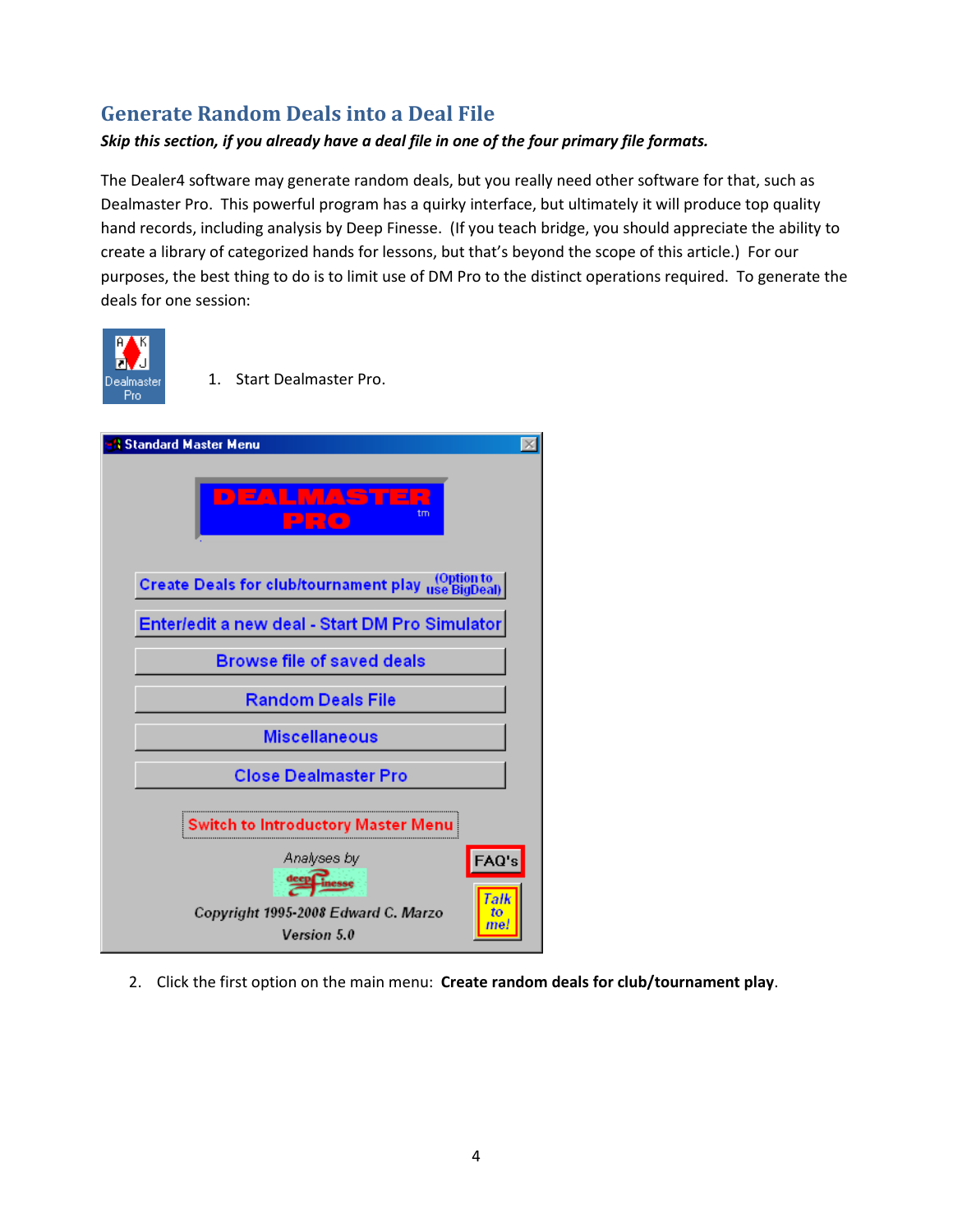## Generate Random Deals into a Deal File

***Skip this section, if you already have a deal file in one of the four primary file formats.***

The Dealer4 software may generate random deals, but you really need other software for that, such as Dealmaster Pro. This powerful program has a quirky interface, but ultimately it will produce top quality hand records, including analysis by Deep Finesse. (If you teach bridge, you should appreciate the ability to create a library of categorized hands for lessons, but that's beyond the scope of this article.) For our purposes, the best thing to do is to limit use of DM Pro to the distinct operations required. To generate the deals for one session:

1. Start Dealmaster Pro.

2. Click the first option on the main menu: **Create random deals for club/tournament play**.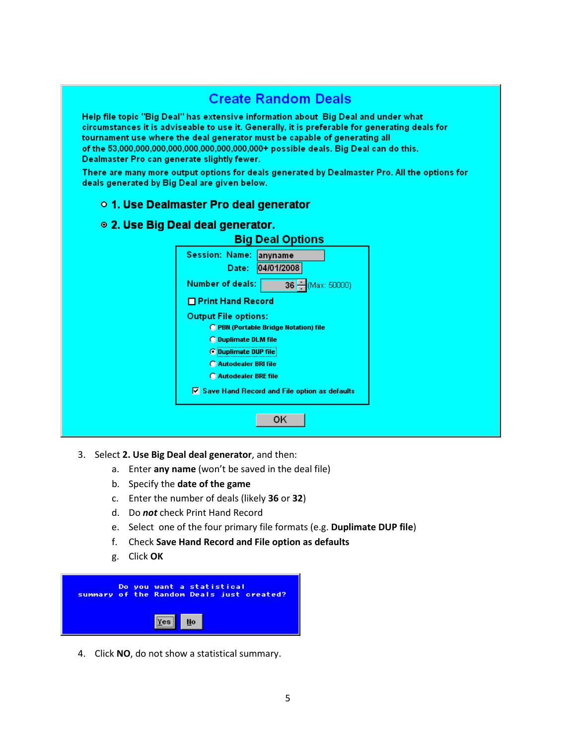## Create Random Deals

Help file topic "Big Deal" has extensive information about Big Deal and under what circumstances it is adviseable to use it. Generally, it is preferable for generating deals for tournament use where the deal generator must be capable of generating all of the 53,000,000,000,000,000,000,000,000,000+ possible deals. Big Deal can do this. Dealmaster Pro can generate slightly fewer.

There are many more output options for deals generated by Dealmaster Pro. All the options for deals generated by Big Deal are given below.

- ○ **1. Use Dealmaster Pro deal generator**
- ◉ **2. Use Big Deal deal generator.**

**Big Deal Options**

Session: Name: anyname

Date: 04/01/2008

Number of deals: 36 (Max: 50000)

☐ Print Hand Record

Output File options:

- ○ PBN (Portable Bridge Notation) file
- ○ Duplimate DLM file
- ◉ Duplimate DUP file
- ○ Autodealer BRI file
- ○ Autodealer BRE file

☑ Save Hand Record and File option as defaults

OK

3. Select **2. Use Big Deal deal generator**, and then:
   a. Enter **any name** (won't be saved in the deal file)
   b. Specify the **date of the game**
   c. Enter the number of deals (likely **36** or **32**)
   d. Do ***not*** check Print Hand Record
   e. Select one of the four primary file formats (e.g. **Duplimate DUP file**)
   f. Check **Save Hand Record and File option as defaults**
   g. Click **OK**

Do you want a statistical summary of the Random Deals just created?

Yes No

4. Click **NO**, do not show a statistical summary.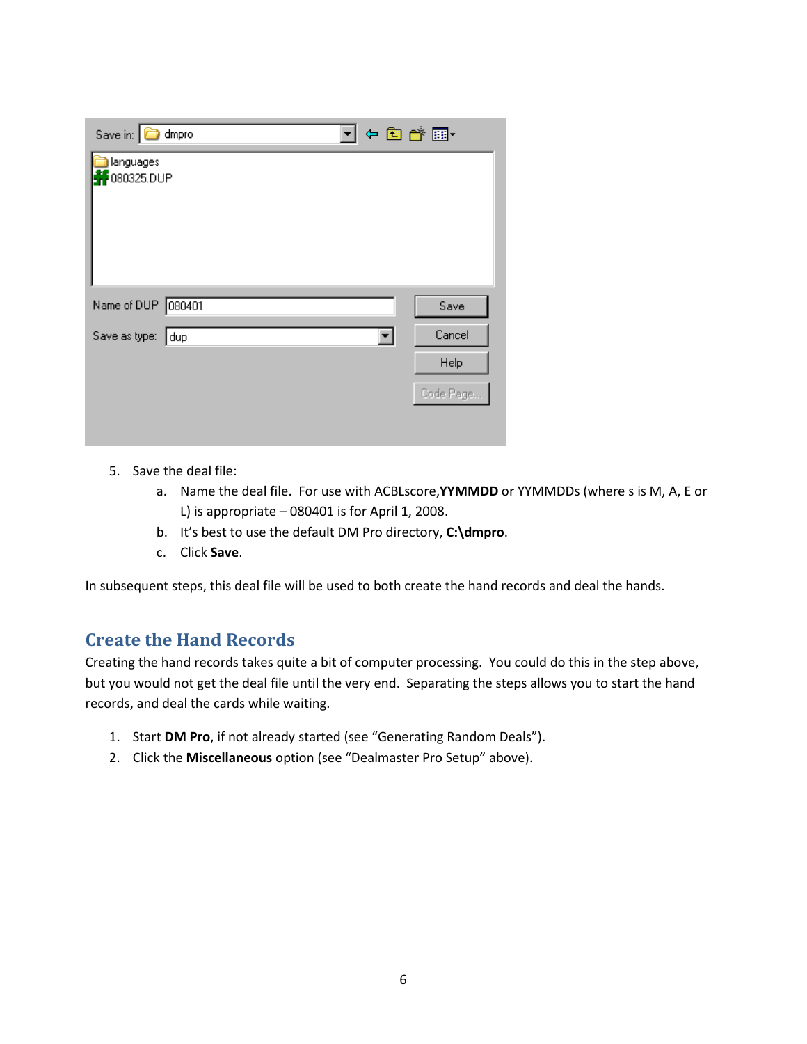5. Save the deal file:
   a. Name the deal file. For use with ACBLscore,**YYMMDD** or YYMMDDs (where s is M, A, E or L) is appropriate – 080401 is for April 1, 2008.
   b. It's best to use the default DM Pro directory, **C:\dmpro**.
   c. Click **Save**.

In subsequent steps, this deal file will be used to both create the hand records and deal the hands.

## Create the Hand Records

Creating the hand records takes quite a bit of computer processing. You could do this in the step above, but you would not get the deal file until the very end. Separating the steps allows you to start the hand records, and deal the cards while waiting.

1. Start **DM Pro**, if not already started (see "Generating Random Deals").
2. Click the **Miscellaneous** option (see "Dealmaster Pro Setup" above).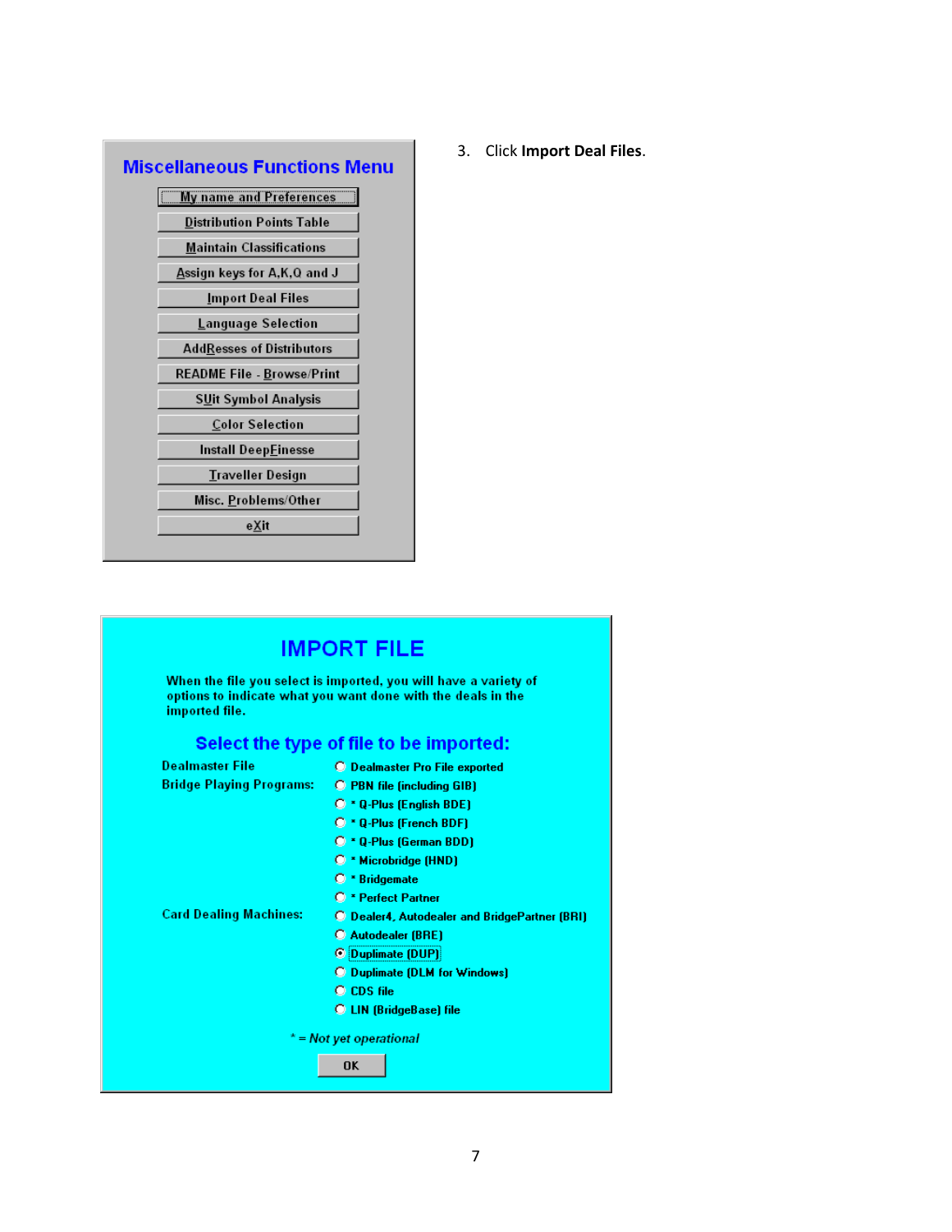**Miscellaneous Functions Menu**

- My name and Preferences
- Distribution Points Table
- Maintain Classifications
- Assign keys for A,K,Q and J
- Import Deal Files
- Language Selection
- AddResses of Distributors
- README File - Browse/Print
- SUit Symbol Analysis
- Color Selection
- Install DeepFinesse
- Traveller Design
- Misc. Problems/Other
- eXit

3. Click **Import Deal Files**.

**IMPORT FILE**

When the file you select is imported, you will have a variety of options to indicate what you want done with the deals in the imported file.

**Select the type of file to be imported:**

Dealmaster File
- ○ Dealmaster Pro File exported

Bridge Playing Programs:
- ○ PBN file (including GIB)
- ○ * Q-Plus (English BDE)
- ○ * Q-Plus (French BDF)
- ○ * Q-Plus (German BDD)
- ○ * Microbridge (HND)
- ○ * Bridgemate
- ○ * Perfect Partner

Card Dealing Machines:
- ○ Dealer4, Autodealer and BridgePartner (BRI)
- ○ Autodealer (BRE)
- ◉ Duplimate (DUP)
- ○ Duplimate (DLM for Windows)
- ○ CDS file
- ○ LIN (BridgeBase) file

*\* = Not yet operational*

OK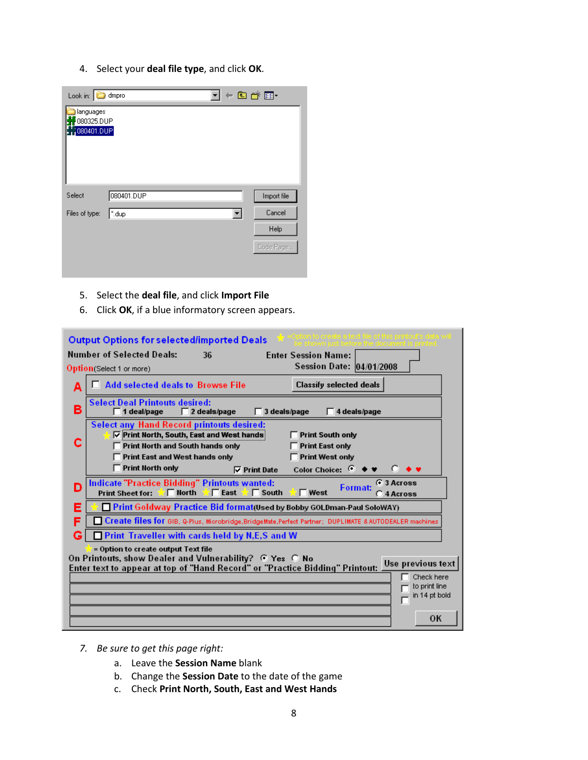4. Select your **deal file type**, and click **OK**.

Look in: dmpro

languages
080325.DUP
080401.DUP

Select: 080401.DUP — Import file

Files of type: *.dup — Cancel

Help

Code Page...

5. Select the **deal file**, and click **Import File**
6. Click **OK**, if a blue informatory screen appears.

**Output Options for selected/imported Deals** ★ =Option to create a text file of this printout's data will be shown just before the document is printed.

Number of Selected Deals: 36 — Enter Session Name: — Session Date: 04/01/2008

Option (Select 1 or more)

- **A** ☐ Add selected deals to Browse File — Classify selected deals
- **B** Select Deal Printouts desired: ☐ 1 deal/page ☐ 2 deals/page ☐ 3 deals/page ☐ 4 deals/page
- **C** Select any Hand Record printouts desired:
  - ★ ☑ Print North, South, East and West hands
  - ☐ Print North and South hands only
  - ☐ Print East and West hands only
  - ☐ Print North only
  - ☐ Print South only
  - ☐ Print East only
  - ☐ Print West only
  - ☑ Print Date — Color Choice: ◉ ♠ ♥ ○ ♦ ♥
- **D** Indicate "Practice Bidding" Printouts wanted: Print Sheet for: ★ ☐ North ★ ☐ East ★ ☐ South ★ ☐ West — Format: ◉ 3 Across ○ 4 Across
- **E** ★ ☐ Print Goldway Practice Bid format (Used by Bobby GOLDman-Paul SoloWAY)
- **F** ☐ Create files for GIB, Q-Plus, Microbridge, BridgeMate, Perfect Partner; DUPLIMATE & AUTODEALER machines
- **G** ☐ Print Traveller with cards held by N,E,S and W

★ = Option to create output Text file

On Printouts, show Dealer and Vulnerability? ◉ Yes ○ No — Use previous text

Enter text to appear at top of "Hand Record" or "Practice Bidding" Printout:

☐ Check here to print line in 14 pt bold

OK

7. *Be sure to get this page right:*
   a. Leave the **Session Name** blank
   b. Change the **Session Date** to the date of the game
   c. Check **Print North, South, East and West Hands**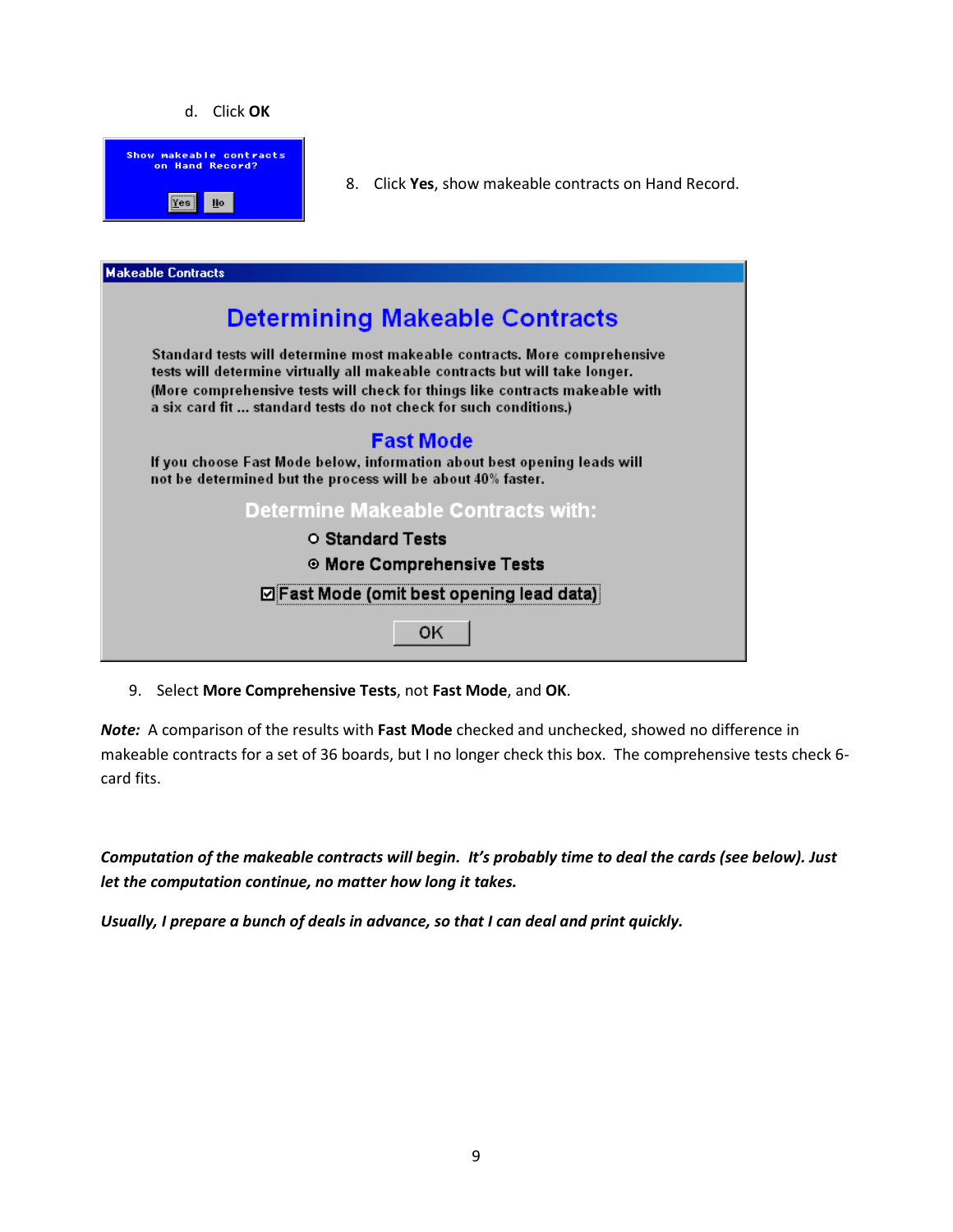d. Click **OK**

Show makeable contracts on Hand Record?

Yes No

8. Click **Yes**, show makeable contracts on Hand Record.

Makeable Contracts

Determining Makeable Contracts

Standard tests will determine most makeable contracts. More comprehensive tests will determine virtually all makeable contracts but will take longer. (More comprehensive tests will check for things like contracts makeable with a six card fit ... standard tests do not check for such conditions.)

Fast Mode

If you choose Fast Mode below, information about best opening leads will not be determined but the process will be about 40% faster.

Determine Makeable Contracts with:

○ Standard Tests

◉ More Comprehensive Tests

☑ Fast Mode (omit best opening lead data)

OK

9. Select **More Comprehensive Tests**, not **Fast Mode**, and **OK**.

***Note:*** A comparison of the results with **Fast Mode** checked and unchecked, showed no difference in makeable contracts for a set of 36 boards, but I no longer check this box. The comprehensive tests check 6-card fits.

***Computation of the makeable contracts will begin. It's probably time to deal the cards (see below). Just let the computation continue, no matter how long it takes.***

***Usually, I prepare a bunch of deals in advance, so that I can deal and print quickly.***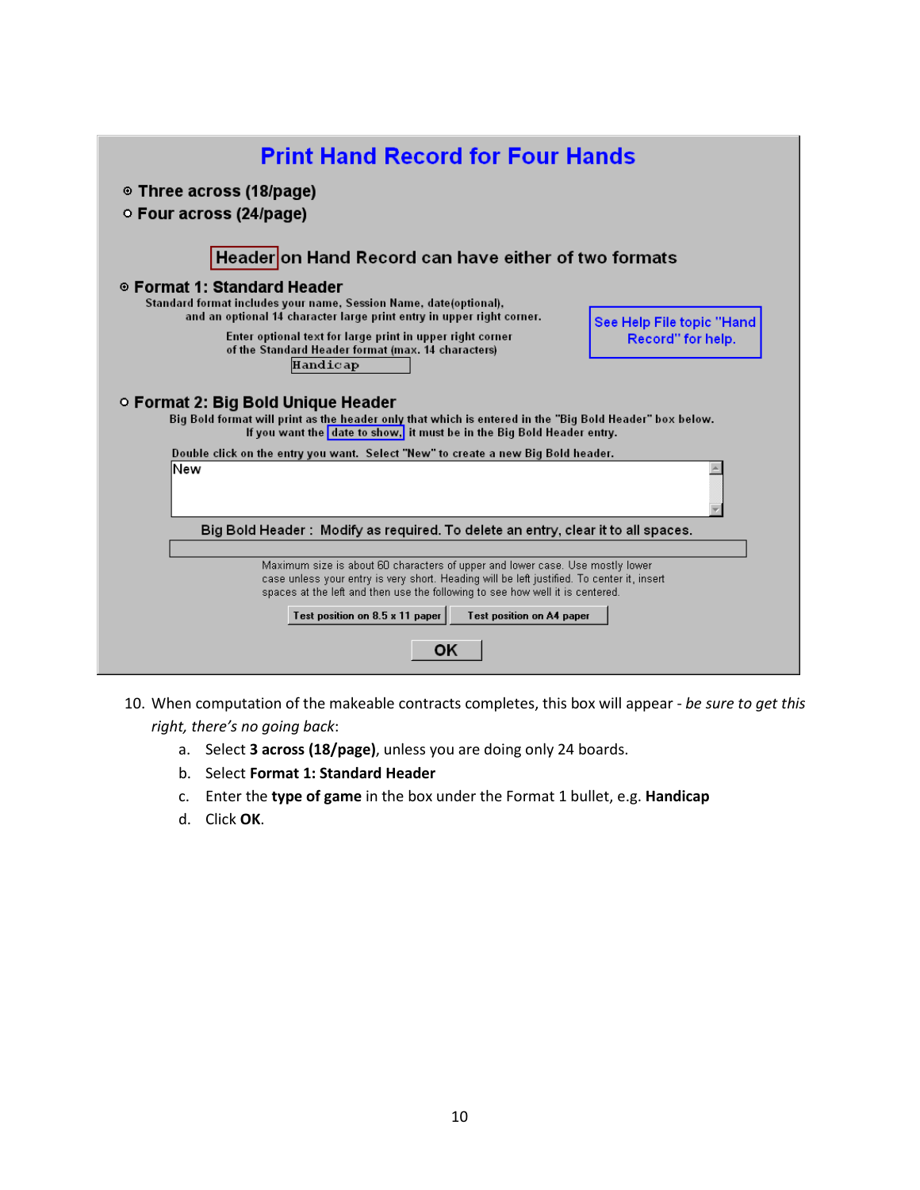Print Hand Record for Four Hands

- Three across (18/page)
- Four across (24/page)

Header on Hand Record can have either of two formats

- Format 1: Standard Header

Standard format includes your name, Session Name, date(optional), and an optional 14 character large print entry in upper right corner.

Enter optional text for large print in upper right corner of the Standard Header format (max. 14 characters)

Handicap

See Help File topic "Hand Record" for help.

- Format 2: Big Bold Unique Header

Big Bold format will print as the header only that which is entered in the "Big Bold Header" box below. If you want the date to show, it must be in the Big Bold Header entry.

Double click on the entry you want. Select "New" to create a new Big Bold header.

New

Big Bold Header : Modify as required. To delete an entry, clear it to all spaces.

Maximum size is about 60 characters of upper and lower case. Use mostly lower case unless your entry is very short. Heading will be left justified. To center it, insert spaces at the left and then use the following to see how well it is centered.

Test position on 8.5 x 11 paper | Test position on A4 paper

OK

10. When computation of the makeable contracts completes, this box will appear - *be sure to get this right, there's no going back*:
    a. Select **3 across (18/page)**, unless you are doing only 24 boards.
    b. Select **Format 1: Standard Header**
    c. Enter the **type of game** in the box under the Format 1 bullet, e.g. **Handicap**
    d. Click **OK**.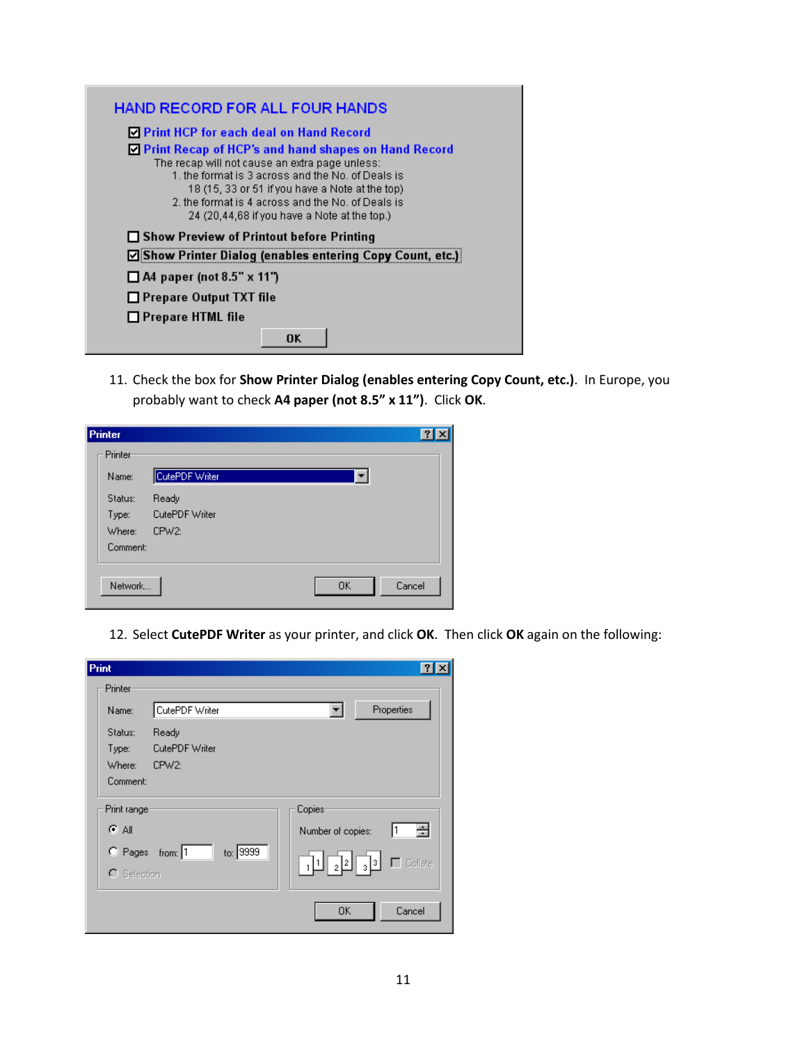HAND RECORD FOR ALL FOUR HANDS

- [x] Print HCP for each deal on Hand Record
- [x] Print Recap of HCP's and hand shapes on Hand Record

  The recap will not cause an extra page unless:
  1. the format is 3 across and the No. of Deals is 18 (15, 33 or 51 if you have a Note at the top)
  2. the format is 4 across and the No. of Deals is 24 (20,44,68 if you have a Note at the top.)
- [ ] Show Preview of Printout before Printing
- [x] Show Printer Dialog (enables entering Copy Count, etc.)
- [ ] A4 paper (not 8.5" x 11")
- [ ] Prepare Output TXT file
- [ ] Prepare HTML file

OK

11. Check the box for **Show Printer Dialog (enables entering Copy Count, etc.)**. In Europe, you probably want to check **A4 paper (not 8.5" x 11")**. Click **OK**.

Printer

Printer
Name: CutePDF Writer
Status: Ready
Type: CutePDF Writer
Where: CPW2:
Comment:

Network... | OK | Cancel

12. Select **CutePDF Writer** as your printer, and click **OK**. Then click **OK** again on the following:

Print

Printer
Name: CutePDF Writer | Properties
Status: Ready
Type: CutePDF Writer
Where: CPW2:
Comment:

Print range
- All
- Pages from: 1 to: 9999
- Selection

Copies
Number of copies: 1
Collate

OK | Cancel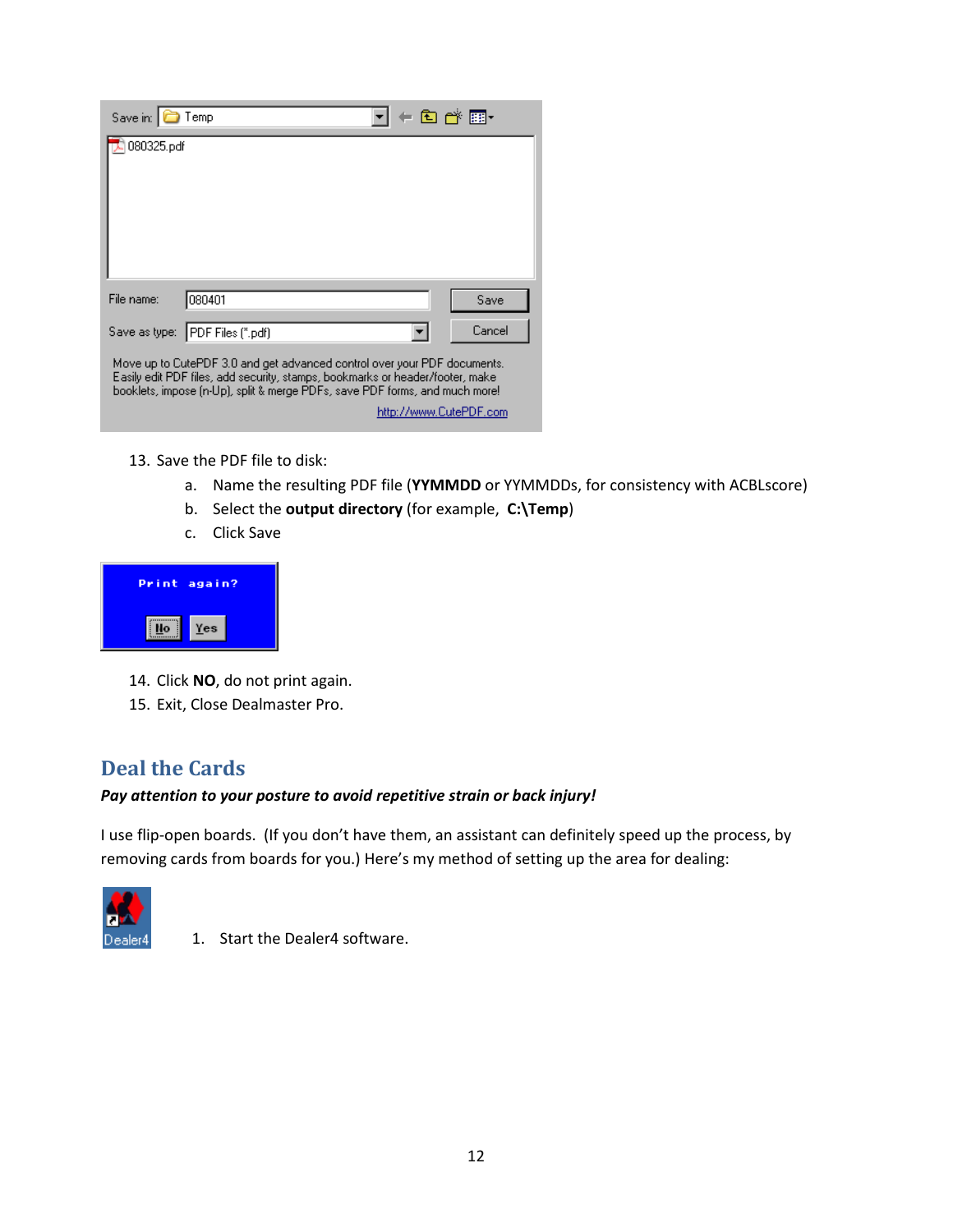13. Save the PDF file to disk:
    a. Name the resulting PDF file (**YYMMDD** or YYMMDDs, for consistency with ACBLscore)
    b. Select the **output directory** (for example, **C:\Temp**)
    c. Click Save

14. Click **NO**, do not print again.
15. Exit, Close Dealmaster Pro.

## Deal the Cards

***Pay attention to your posture to avoid repetitive strain or back injury!***

I use flip-open boards. (If you don't have them, an assistant can definitely speed up the process, by removing cards from boards for you.) Here's my method of setting up the area for dealing:

1. Start the Dealer4 software.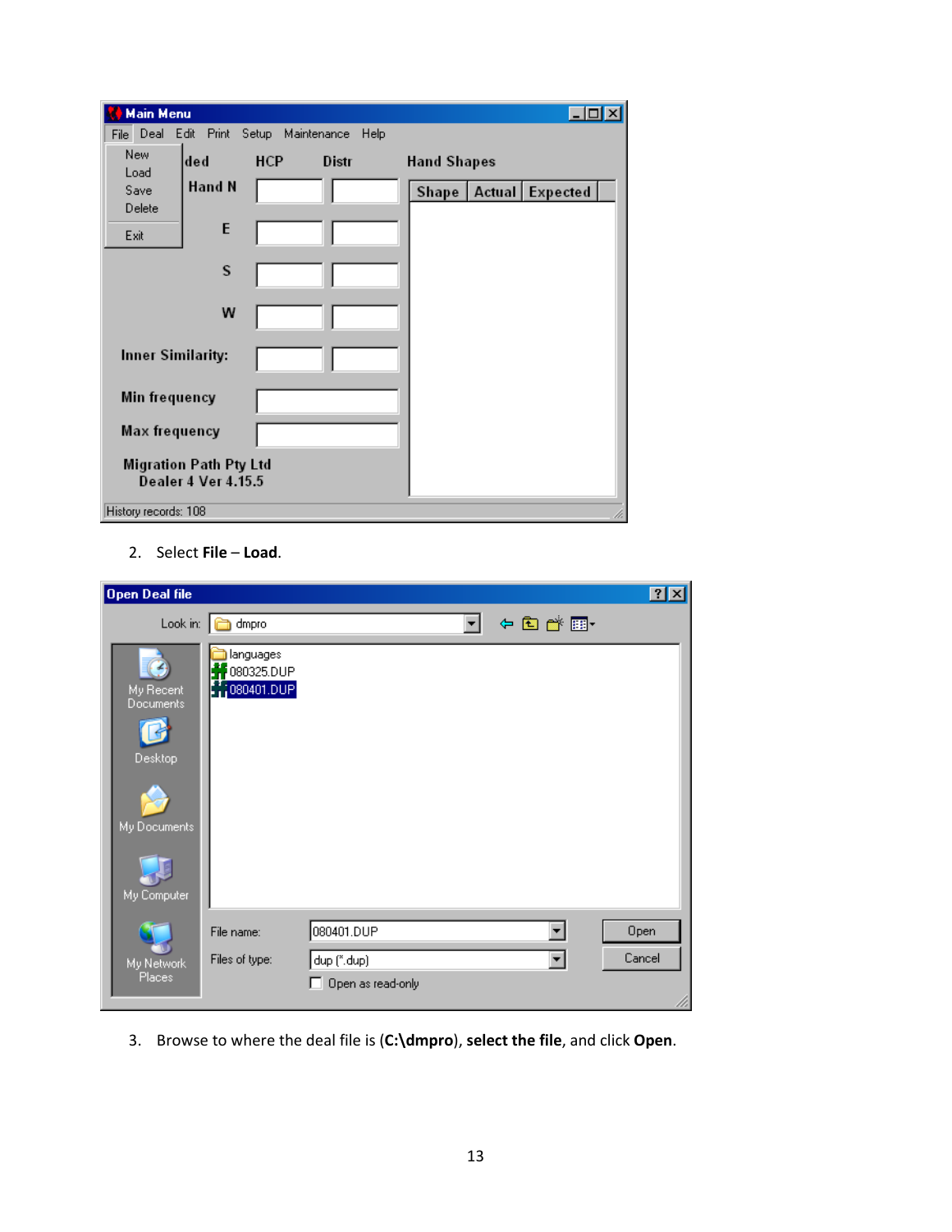2. Select **File** – **Load**.

3. Browse to where the deal file is (**C:\dmpro**), **select the file**, and click **Open**.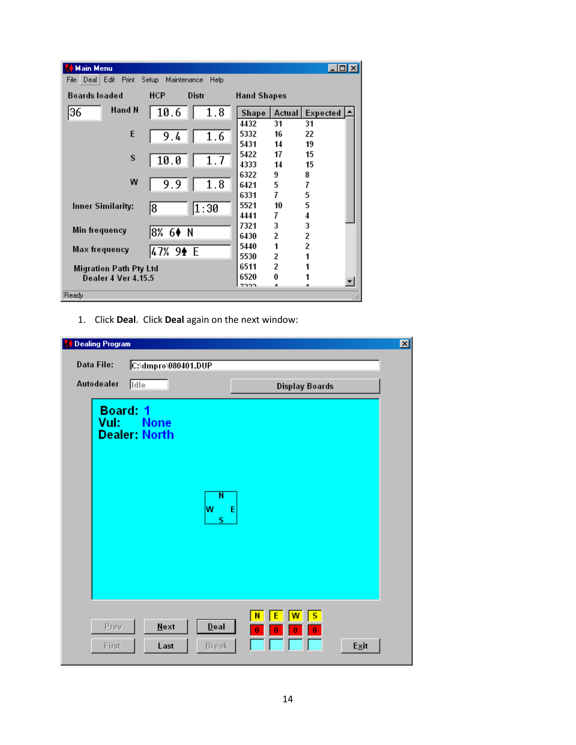**Main Menu**

File Deal Edit Print Setup Maintenance Help

| Boards loaded | | HCP | Distr |
|---|---|---|---|
| 36 | Hand N | 10.6 | 1.8 |
| | E | 9.4 | 1.6 |
| | S | 10.0 | 1.7 |
| | W | 9.9 | 1.8 |
| Inner Similarity: | | 8 | 1:30 |
| Min frequency | | 8% 6♦ N | |
| Max frequency | | 47% 9♠ E | |

Migration Path Pty Ltd
Dealer 4 Ver 4.15.5

Hand Shapes

| Shape | Actual | Expected |
|---|---|---|
| 4432 | 31 | 31 |
| 5332 | 16 | 22 |
| 5431 | 14 | 19 |
| 5422 | 17 | 15 |
| 4333 | 14 | 15 |
| 6322 | 9 | 8 |
| 6421 | 5 | 7 |
| 6331 | 7 | 5 |
| 5521 | 10 | 5 |
| 4441 | 7 | 4 |
| 7321 | 3 | 3 |
| 6430 | 2 | 2 |
| 5440 | 1 | 2 |
| 5530 | 2 | 1 |
| 6511 | 2 | 1 |
| 6520 | 0 | 1 |

Ready

1. Click **Deal**. Click **Deal** again on the next window:

**Dealing Program**

Data File: C:\dmpro\080401.DUP

Autodealer Idle    Display Boards

Board: 1
Vul: None
Dealer: North

N
W E
S

Prev Next Deal First Last Break

| N | E | W | S |
|---|---|---|---|
| 0 | 0 | 0 | 0 |

Exit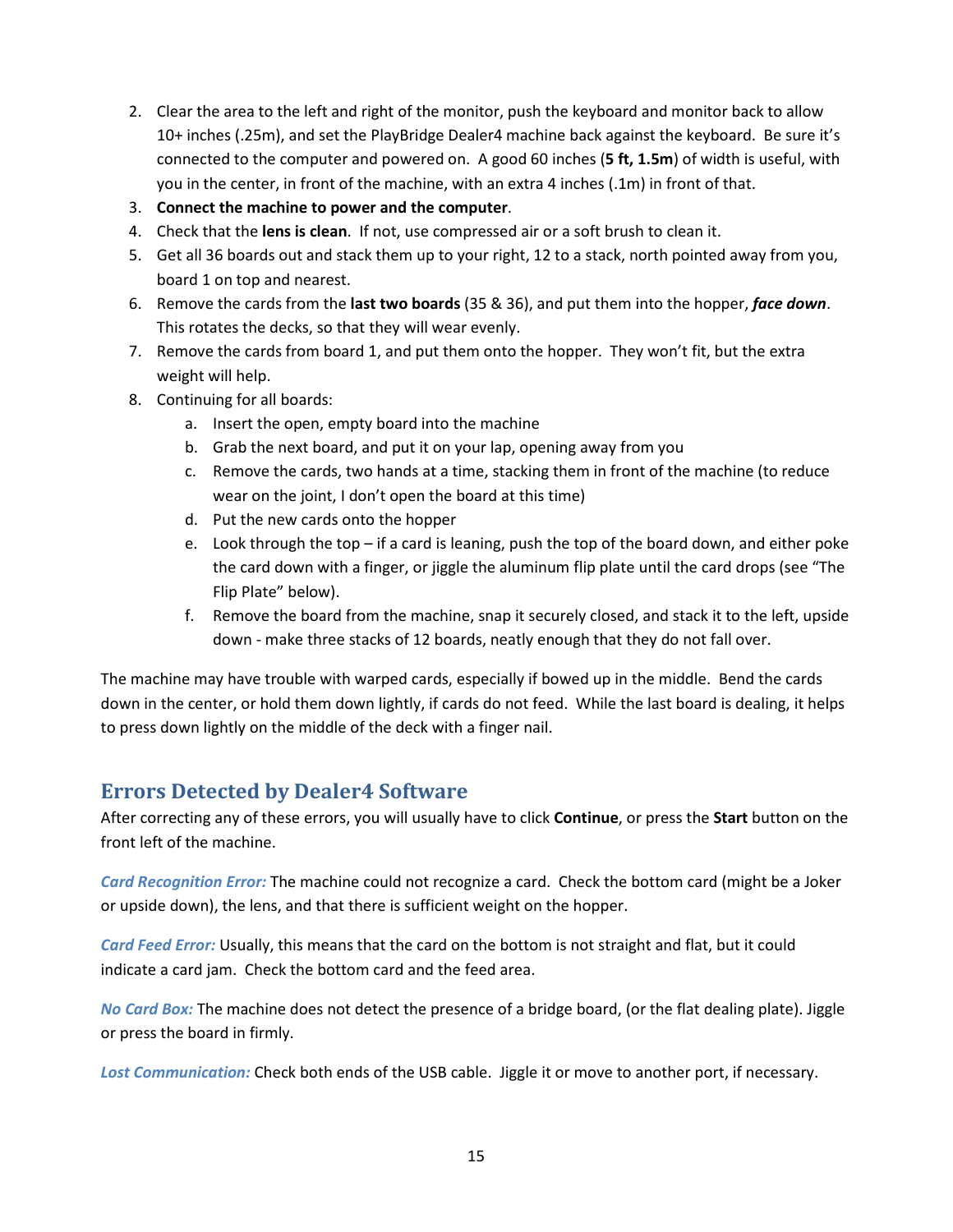2. Clear the area to the left and right of the monitor, push the keyboard and monitor back to allow 10+ inches (.25m), and set the PlayBridge Dealer4 machine back against the keyboard. Be sure it's connected to the computer and powered on. A good 60 inches (**5 ft, 1.5m**) of width is useful, with you in the center, in front of the machine, with an extra 4 inches (.1m) in front of that.
3. **Connect the machine to power and the computer**.
4. Check that the **lens is clean**. If not, use compressed air or a soft brush to clean it.
5. Get all 36 boards out and stack them up to your right, 12 to a stack, north pointed away from you, board 1 on top and nearest.
6. Remove the cards from the **last two boards** (35 & 36), and put them into the hopper, ***face down***. This rotates the decks, so that they will wear evenly.
7. Remove the cards from board 1, and put them onto the hopper. They won't fit, but the extra weight will help.
8. Continuing for all boards:
    a. Insert the open, empty board into the machine
    b. Grab the next board, and put it on your lap, opening away from you
    c. Remove the cards, two hands at a time, stacking them in front of the machine (to reduce wear on the joint, I don't open the board at this time)
    d. Put the new cards onto the hopper
    e. Look through the top – if a card is leaning, push the top of the board down, and either poke the card down with a finger, or jiggle the aluminum flip plate until the card drops (see "The Flip Plate" below).
    f. Remove the board from the machine, snap it securely closed, and stack it to the left, upside down - make three stacks of 12 boards, neatly enough that they do not fall over.

The machine may have trouble with warped cards, especially if bowed up in the middle. Bend the cards down in the center, or hold them down lightly, if cards do not feed. While the last board is dealing, it helps to press down lightly on the middle of the deck with a finger nail.

## Errors Detected by Dealer4 Software

After correcting any of these errors, you will usually have to click **Continue**, or press the **Start** button on the front left of the machine.

*Card Recognition Error:* The machine could not recognize a card. Check the bottom card (might be a Joker or upside down), the lens, and that there is sufficient weight on the hopper.

*Card Feed Error:* Usually, this means that the card on the bottom is not straight and flat, but it could indicate a card jam. Check the bottom card and the feed area.

*No Card Box:* The machine does not detect the presence of a bridge board, (or the flat dealing plate). Jiggle or press the board in firmly.

*Lost Communication:* Check both ends of the USB cable. Jiggle it or move to another port, if necessary.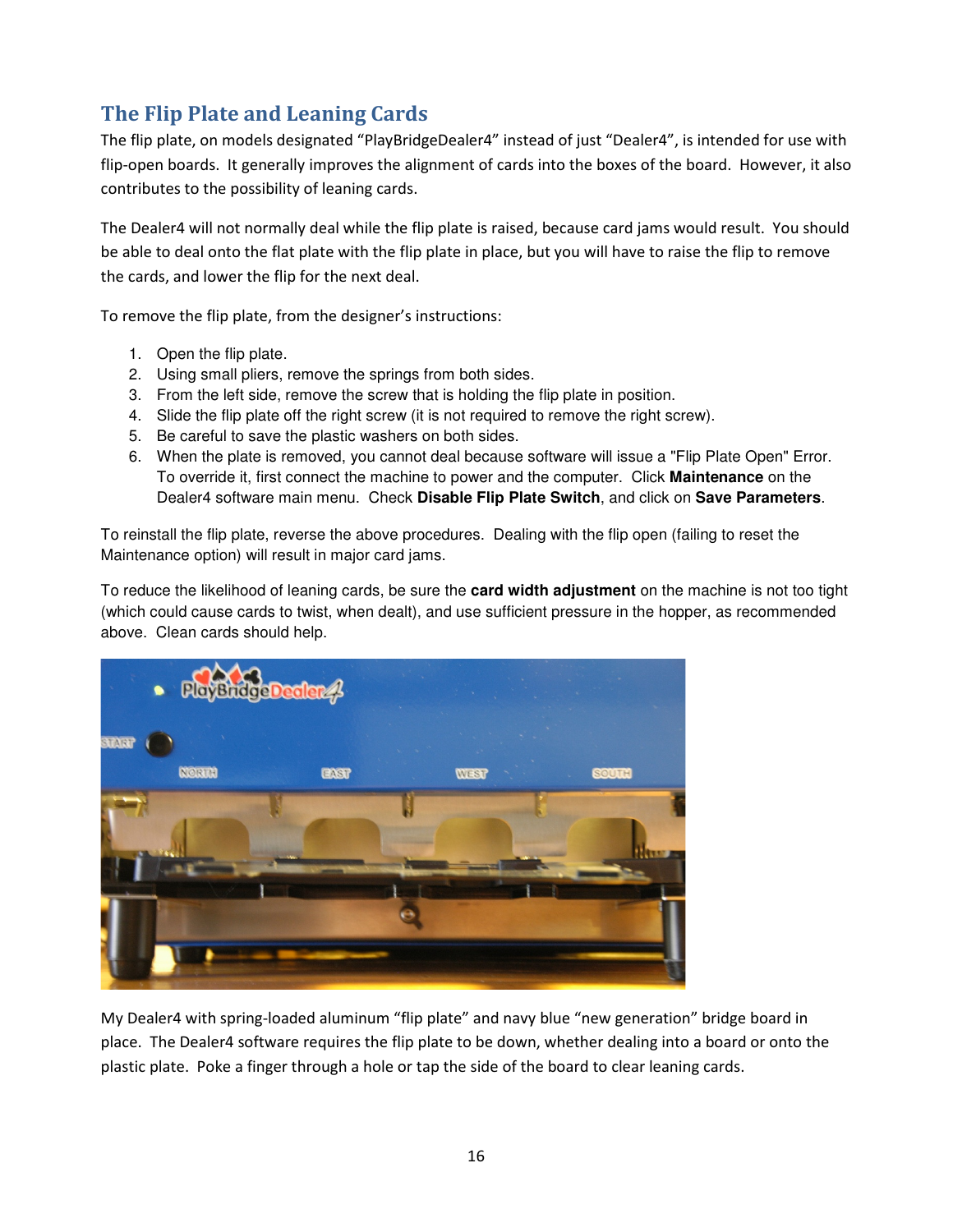## The Flip Plate and Leaning Cards

The flip plate, on models designated “PlayBridgeDealer4” instead of just “Dealer4”, is intended for use with flip-open boards. It generally improves the alignment of cards into the boxes of the board. However, it also contributes to the possibility of leaning cards.

The Dealer4 will not normally deal while the flip plate is raised, because card jams would result. You should be able to deal onto the flat plate with the flip plate in place, but you will have to raise the flip to remove the cards, and lower the flip for the next deal.

To remove the flip plate, from the designer’s instructions:

1. Open the flip plate.
2. Using small pliers, remove the springs from both sides.
3. From the left side, remove the screw that is holding the flip plate in position.
4. Slide the flip plate off the right screw (it is not required to remove the right screw).
5. Be careful to save the plastic washers on both sides.
6. When the plate is removed, you cannot deal because software will issue a "Flip Plate Open" Error. To override it, first connect the machine to power and the computer. Click **Maintenance** on the Dealer4 software main menu. Check **Disable Flip Plate Switch**, and click on **Save Parameters**.

To reinstall the flip plate, reverse the above procedures. Dealing with the flip open (failing to reset the Maintenance option) will result in major card jams.

To reduce the likelihood of leaning cards, be sure the **card width adjustment** on the machine is not too tight (which could cause cards to twist, when dealt), and use sufficient pressure in the hopper, as recommended above. Clean cards should help.

My Dealer4 with spring-loaded aluminum “flip plate” and navy blue “new generation” bridge board in place. The Dealer4 software requires the flip plate to be down, whether dealing into a board or onto the plastic plate. Poke a finger through a hole or tap the side of the board to clear leaning cards.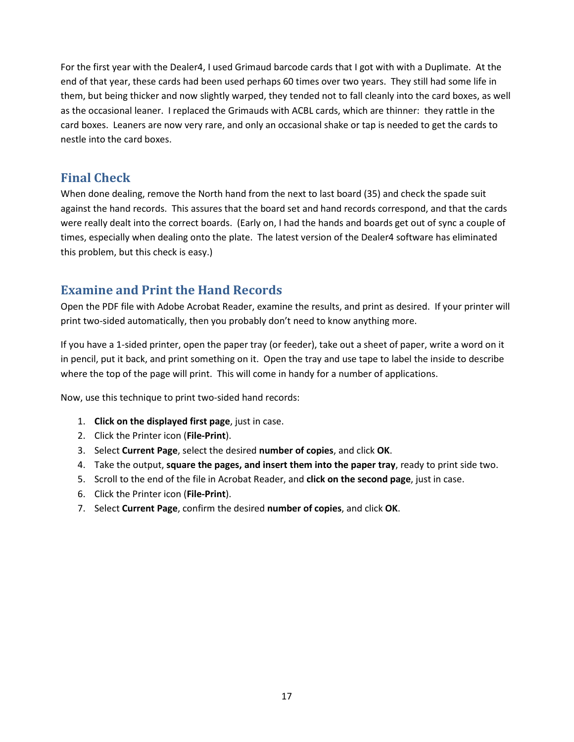For the first year with the Dealer4, I used Grimaud barcode cards that I got with with a Duplimate. At the end of that year, these cards had been used perhaps 60 times over two years. They still had some life in them, but being thicker and now slightly warped, they tended not to fall cleanly into the card boxes, as well as the occasional leaner. I replaced the Grimauds with ACBL cards, which are thinner: they rattle in the card boxes. Leaners are now very rare, and only an occasional shake or tap is needed to get the cards to nestle into the card boxes.

## Final Check

When done dealing, remove the North hand from the next to last board (35) and check the spade suit against the hand records. This assures that the board set and hand records correspond, and that the cards were really dealt into the correct boards. (Early on, I had the hands and boards get out of sync a couple of times, especially when dealing onto the plate. The latest version of the Dealer4 software has eliminated this problem, but this check is easy.)

## Examine and Print the Hand Records

Open the PDF file with Adobe Acrobat Reader, examine the results, and print as desired. If your printer will print two-sided automatically, then you probably don't need to know anything more.

If you have a 1-sided printer, open the paper tray (or feeder), take out a sheet of paper, write a word on it in pencil, put it back, and print something on it. Open the tray and use tape to label the inside to describe where the top of the page will print. This will come in handy for a number of applications.

Now, use this technique to print two-sided hand records:

1. **Click on the displayed first page**, just in case.
2. Click the Printer icon (**File-Print**).
3. Select **Current Page**, select the desired **number of copies**, and click **OK**.
4. Take the output, **square the pages, and insert them into the paper tray**, ready to print side two.
5. Scroll to the end of the file in Acrobat Reader, and **click on the second page**, just in case.
6. Click the Printer icon (**File-Print**).
7. Select **Current Page**, confirm the desired **number of copies**, and click **OK**.